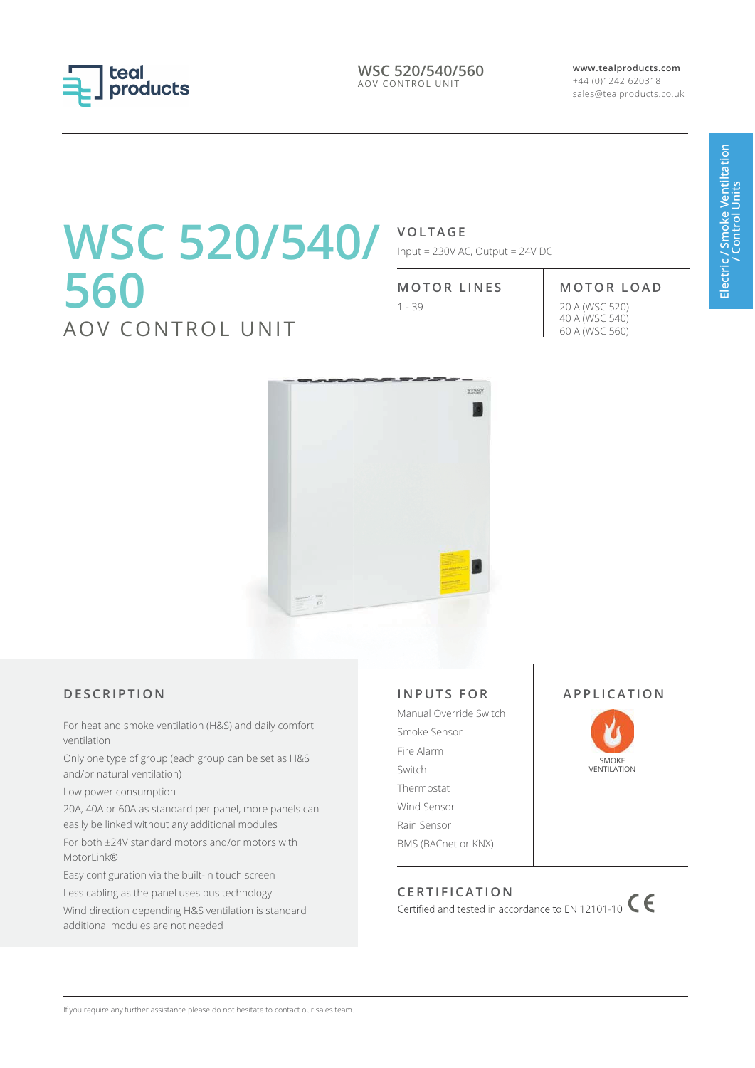# WSC 520/540/560

## AOV CONTROL UNIT

### VOLTAGE

Input = 230V AC, Output = 24V DC

### MOTOR LINES

1 - 39

### MOTOR LOAD

20 A (WSC 520)
40 A (WSC 540)
60 A (WSC 560)

### DESCRIPTION

For heat and smoke ventilation (H&S) and daily comfort ventilation

Only one type of group (each group can be set as H&S and/or natural ventilation)

Low power consumption

20A, 40A or 60A as standard per panel, more panels can easily be linked without any additional modules

For both ±24V standard motors and/or motors with MotorLink®

Easy configuration via the built-in touch screen

Less cabling as the panel uses bus technology

Wind direction depending H&S ventilation is standard additional modules are not needed

### INPUTS FOR

- Manual Override Switch
- Smoke Sensor
- Fire Alarm
- Switch
- Thermostat
- Wind Sensor
- Rain Sensor
- BMS (BACnet or KNX)

### APPLICATION

SMOKE VENTILATION

### CERTIFICATION

Certified and tested in accordance to EN 12101-10 CE

If you require any further assistance please do not hesitate to contact our sales team.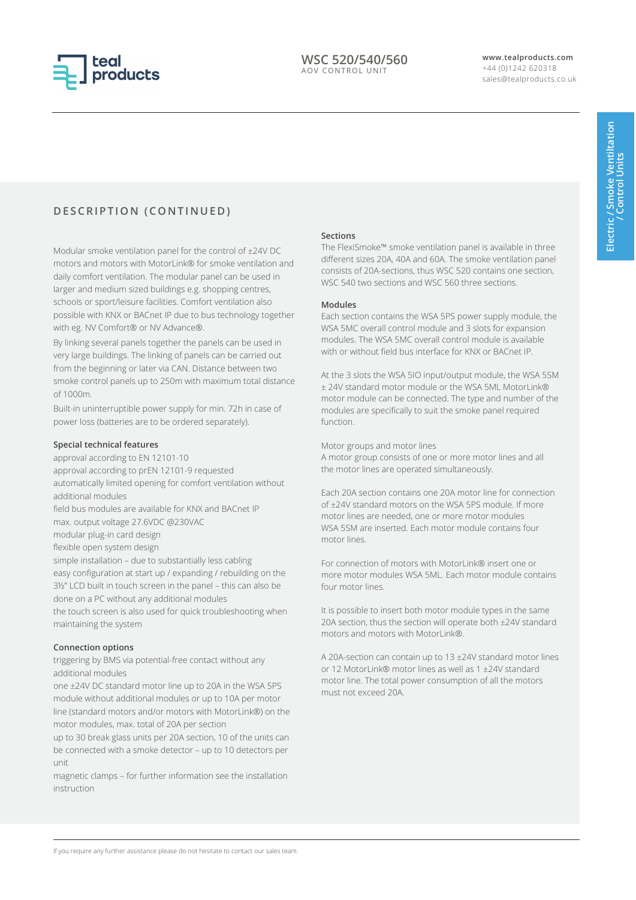## DESCRIPTION (CONTINUED)

Modular smoke ventilation panel for the control of ±24V DC motors and motors with MotorLink® for smoke ventilation and daily comfort ventilation. The modular panel can be used in larger and medium sized buildings e.g. shopping centres, schools or sport/leisure facilities. Comfort ventilation also possible with KNX or BACnet IP due to bus technology together with eg. NV Comfort® or NV Advance®.

By linking several panels together the panels can be used in very large buildings. The linking of panels can be carried out from the beginning or later via CAN. Distance between two smoke control panels up to 250m with maximum total distance of 1000m.

Built-in uninterruptible power supply for min. 72h in case of power loss (batteries are to be ordered separately).

### Special technical features

approval according to EN 12101-10
approval according to prEN 12101-9 requested
automatically limited opening for comfort ventilation without additional modules
field bus modules are available for KNX and BACnet IP
max. output voltage 27.6VDC @230VAC
modular plug-in card design
flexible open system design
simple installation – due to substantially less cabling
easy configuration at start up / expanding / rebuilding on the 3½" LCD built in touch screen in the panel – this can also be done on a PC without any additional modules
the touch screen is also used for quick troubleshooting when maintaining the system

### Connection options

triggering by BMS via potential-free contact without any additional modules
one ±24V DC standard motor line up to 20A in the WSA 5PS module without additional modules or up to 10A per motor line (standard motors and/or motors with MotorLink®) on the motor modules, max. total of 20A per section
up to 30 break glass units per 20A section, 10 of the units can be connected with a smoke detector – up to 10 detectors per unit
magnetic clamps – for further information see the installation instruction

### Sections

The FlexiSmoke™ smoke ventilation panel is available in three different sizes 20A, 40A and 60A. The smoke ventilation panel consists of 20A-sections, thus WSC 520 contains one section, WSC 540 two sections and WSC 560 three sections.

### Modules

Each section contains the WSA 5PS power supply module, the WSA 5MC overall control module and 3 slots for expansion modules. The WSA 5MC overall control module is available with or without field bus interface for KNX or BACnet IP.

At the 3 slots the WSA 5IO input/output module, the WSA 5SM ± 24V standard motor module or the WSA 5ML MotorLink® motor module can be connected. The type and number of the modules are specifically to suit the smoke panel required function.

Motor groups and motor lines
A motor group consists of one or more motor lines and all the motor lines are operated simultaneously.

Each 20A section contains one 20A motor line for connection of ±24V standard motors on the WSA 5PS module. If more motor lines are needed, one or more motor modules WSA 5SM are inserted. Each motor module contains four motor lines.

For connection of motors with MotorLink® insert one or more motor modules WSA 5ML. Each motor module contains four motor lines.

It is possible to insert both motor module types in the same 20A section, thus the section will operate both ±24V standard motors and motors with MotorLink®.

A 20A-section can contain up to 13 ±24V standard motor lines or 12 MotorLink® motor lines as well as 1 ±24V standard motor line. The total power consumption of all the motors must not exceed 20A.

If you require any further assistance please do not hesitate to contact our sales team.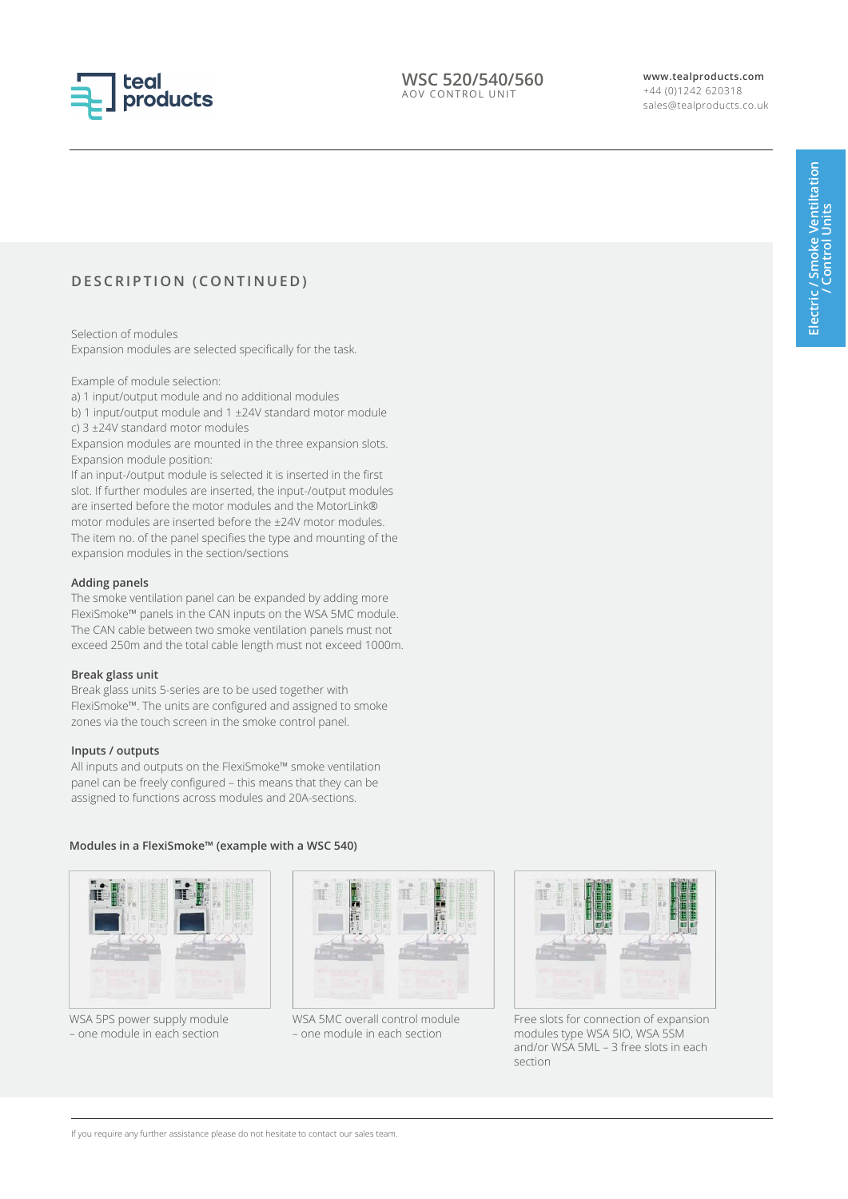## DESCRIPTION (CONTINUED)

Selection of modules
Expansion modules are selected specifically for the task.

Example of module selection:
a) 1 input/output module and no additional modules
b) 1 input/output module and 1 ±24V standard motor module
c) 3 ±24V standard motor modules
Expansion modules are mounted in the three expansion slots.
Expansion module position:
If an input-/output module is selected it is inserted in the first slot. If further modules are inserted, the input-/output modules are inserted before the motor modules and the MotorLink® motor modules are inserted before the ±24V motor modules.
The item no. of the panel specifies the type and mounting of the expansion modules in the section/sections

### Adding panels

The smoke ventilation panel can be expanded by adding more FlexiSmoke™ panels in the CAN inputs on the WSA 5MC module. The CAN cable between two smoke ventilation panels must not exceed 250m and the total cable length must not exceed 1000m.

### Break glass unit

Break glass units 5-series are to be used together with FlexiSmoke™. The units are configured and assigned to smoke zones via the touch screen in the smoke control panel.

### Inputs / outputs

All inputs and outputs on the FlexiSmoke™ smoke ventilation panel can be freely configured – this means that they can be assigned to functions across modules and 20A-sections.

**Modules in a FlexiSmoke™ (example with a WSC 540)**

WSA 5PS power supply module – one module in each section

WSA 5MC overall control module – one module in each section

Free slots for connection of expansion modules type WSA 5IO, WSA 5SM and/or WSA 5ML – 3 free slots in each section

If you require any further assistance please do not hesitate to contact our sales team.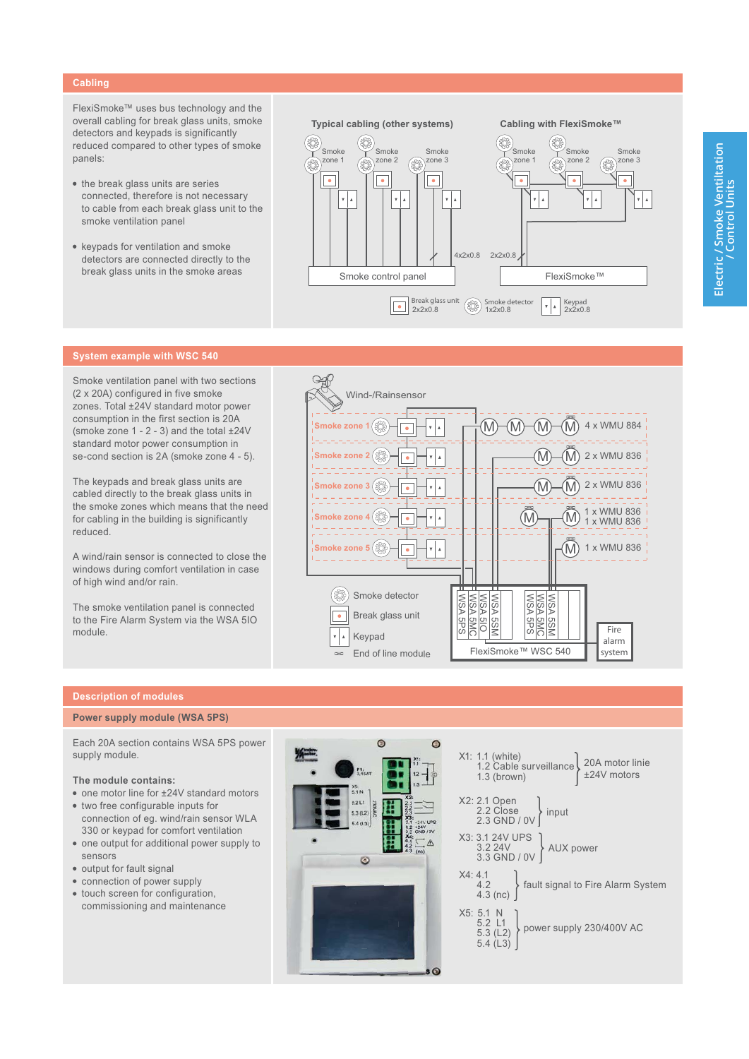## Cabling

FlexiSmoke™ uses bus technology and the overall cabling for break glass units, smoke detectors and keypads is significantly reduced compared to other types of smoke panels:

- the break glass units are series connected, therefore is not necessary to cable from each break glass unit to the smoke ventilation panel
- keypads for ventilation and smoke detectors are connected directly to the break glass units in the smoke areas

Typical cabling (other systems) — Smoke zone 1, Smoke zone 2, Smoke zone 3 — 4x2x0.8 — Smoke control panel

Cabling with FlexiSmoke™ — Smoke zone 1, Smoke zone 2, Smoke zone 3 — 2x2x0.8 — FlexiSmoke™

Break glass unit 2x2x0.8 — Smoke detector 1x2x0.8 — Keypad 2x2x0.8

## System example with WSC 540

Smoke ventilation panel with two sections (2 x 20A) configured in five smoke zones. Total ±24V standard motor power consumption in the first section is 20A (smoke zone 1 - 2 - 3) and the total ±24V standard motor power consumption in se-cond section is 2A (smoke zone 4 - 5).

The keypads and break glass units are cabled directly to the break glass units in the smoke zones which means that the need for cabling in the building is significantly reduced.

A wind/rain sensor is connected to close the windows during comfort ventilation in case of high wind and/or rain.

The smoke ventilation panel is connected to the Fire Alarm System via the WSA 5IO module.

Wind-/Rainsensor

- Smoke zone 1 — 4 x WMU 884
- Smoke zone 2 — 2 x WMU 836
- Smoke zone 3 — 2 x WMU 836
- Smoke zone 4 — 1 x WMU 836, 1 x WMU 836
- Smoke zone 5 — 1 x WMU 836

Smoke detector — Break glass unit — Keypad — End of line module

FlexiSmoke™ WSC 540: WSA 5PS, WSA 5MC, WSA 5IO, WSA 5SM, WSA 5PS, WSA 5MC, WSA 5SM — Fire alarm system

## Description of modules

### Power supply module (WSA 5PS)

Each 20A section contains WSA 5PS power supply module.

**The module contains:**

- one motor line for ±24V standard motors
- two free configurable inputs for connection of eg. wind/rain sensor WLA 330 or keypad for comfort ventilation
- one output for additional power supply to sensors
- output for fault signal
- connection of power supply
- touch screen for configuration, commissioning and maintenance

X1: 1.1 (white), 1.2 Cable surveillance, 1.3 (brown) — 20A motor linie ±24V motors

X2: 2.1 Open, 2.2 Close, 2.3 GND / 0V — input

X3: 3.1 24V UPS, 3.2 24V, 3.3 GND / 0V — AUX power

X4: 4.1, 4.2, 4.3 (nc) — fault signal to Fire Alarm System

X5: 5.1 N, 5.2 L1, 5.3 (L2), 5.4 (L3) — power supply 230/400V AC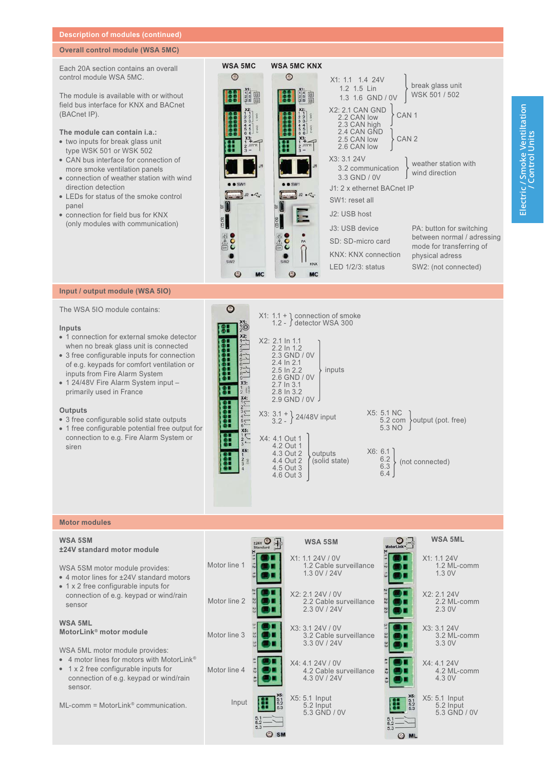## Description of modules (continued)

### Overall control module (WSA 5MC)

Each 20A section contains an overall control module WSA 5MC.

The module is available with or without field bus interface for KNX and BACnet (BACnet IP).

**The module can contain i.a.:**

- two inputs for break glass unit type WSK 501 or WSK 502
- CAN bus interface for connection of more smoke ventilation panels
- connection of weather station with wind direction detection
- LEDs for status of the smoke control panel
- connection for field bus for KNX (only modules with communication)

**WSA 5MC** / **WSA 5MC KNX**

X1: 1.1 1.4 24V / 1.2 1.5 Lin / 1.3 1.6 GND / 0V — break glass unit WSK 501 / 502

X2: 2.1 CAN GND / 2.2 CAN low / 2.3 CAN high — CAN 1
2.4 CAN GND / 2.5 CAN low / 2.6 CAN low — CAN 2

X3: 3.1 24V / 3.2 communication / 3.3 GND / 0V — weather station with wind direction

J1: 2 x ethernet BACnet IP

SW1: reset all

J2: USB host

J3: USB device

SD: SD-micro card

KNX: KNX connection

LED 1/2/3: status

PA: button for switching between normal / adressing mode for transferring of physical adress

SW2: (not connected)

### Input / output module (WSA 5IO)

The WSA 5IO module contains:

**Inputs**

- 1 connection for external smoke detector when no break glass unit is connected
- 3 free configurable inputs for connection of e.g. keypads for comfort ventilation or inputs from Fire Alarm System
- 1 24/48V Fire Alarm System input – primarily used in France

**Outputs**

- 3 free configurable solid state outputs
- 1 free configurable potential free output for connection to e.g. Fire Alarm System or siren

X1: 1.1 + / 1.2 - — connection of smoke detector WSA 300

X2: 2.1 In 1.1 / 2.2 In 1.2 / 2.3 GND / 0V / 2.4 In 2.1 / 2.5 In 2.2 / 2.6 GND / 0V / 2.7 In 3.1 / 2.8 In 3.2 / 2.9 GND / 0V — inputs

X3: 3.1 + / 3.2 - — 24/48V input

X4: 4.1 Out 1 / 4.2 Out 1 / 4.3 Out 2 / 4.4 Out 2 / 4.5 Out 3 / 4.6 Out 3 — outputs (solid state)

X5: 5.1 NC / 5.2 com / 5.3 NO — output (pot. free)

X6: 6.1 / 6.2 / 6.3 / 6.4 — (not connected)

### Motor modules

**WSA 5SM**
**±24V standard motor module**

WSA 5SM motor module provides:

- 4 motor lines for ±24V standard motors
- 1 x 2 free configurable inputs for connection of e.g. keypad or wind/rain sensor

**WSA 5ML**
**MotorLink® motor module**

WSA 5ML motor module provides:

- 4 motor lines for motors with MotorLink®
- 1 x 2 free configurable inputs for connection of e.g. keypad or wind/rain sensor.

ML-comm = MotorLink® communication.

| | WSA 5SM | WSA 5ML |
|---|---|---|
| Motor line 1 | X1: 1.1 24V / 0V<br>1.2 Cable surveillance<br>1.3 0V / 24V | X1: 1.1 24V<br>1.2 ML-comm<br>1.3 0V |
| Motor line 2 | X2: 2.1 24V / 0V<br>2.2 Cable surveillance<br>2.3 0V / 24V | X2: 2.1 24V<br>2.2 ML-comm<br>2.3 0V |
| Motor line 3 | X3: 3.1 24V / 0V<br>3.2 Cable surveillance<br>3.3 0V / 24V | X3: 3.1 24V<br>3.2 ML-comm<br>3.3 0V |
| Motor line 4 | X4: 4.1 24V / 0V<br>4.2 Cable surveillance<br>4.3 0V / 24V | X4: 4.1 24V<br>4.2 ML-comm<br>4.3 0V |
| Input | X5: 5.1 Input<br>5.2 Input<br>5.3 GND / 0V | X5: 5.1 Input<br>5.2 Input<br>5.3 GND / 0V |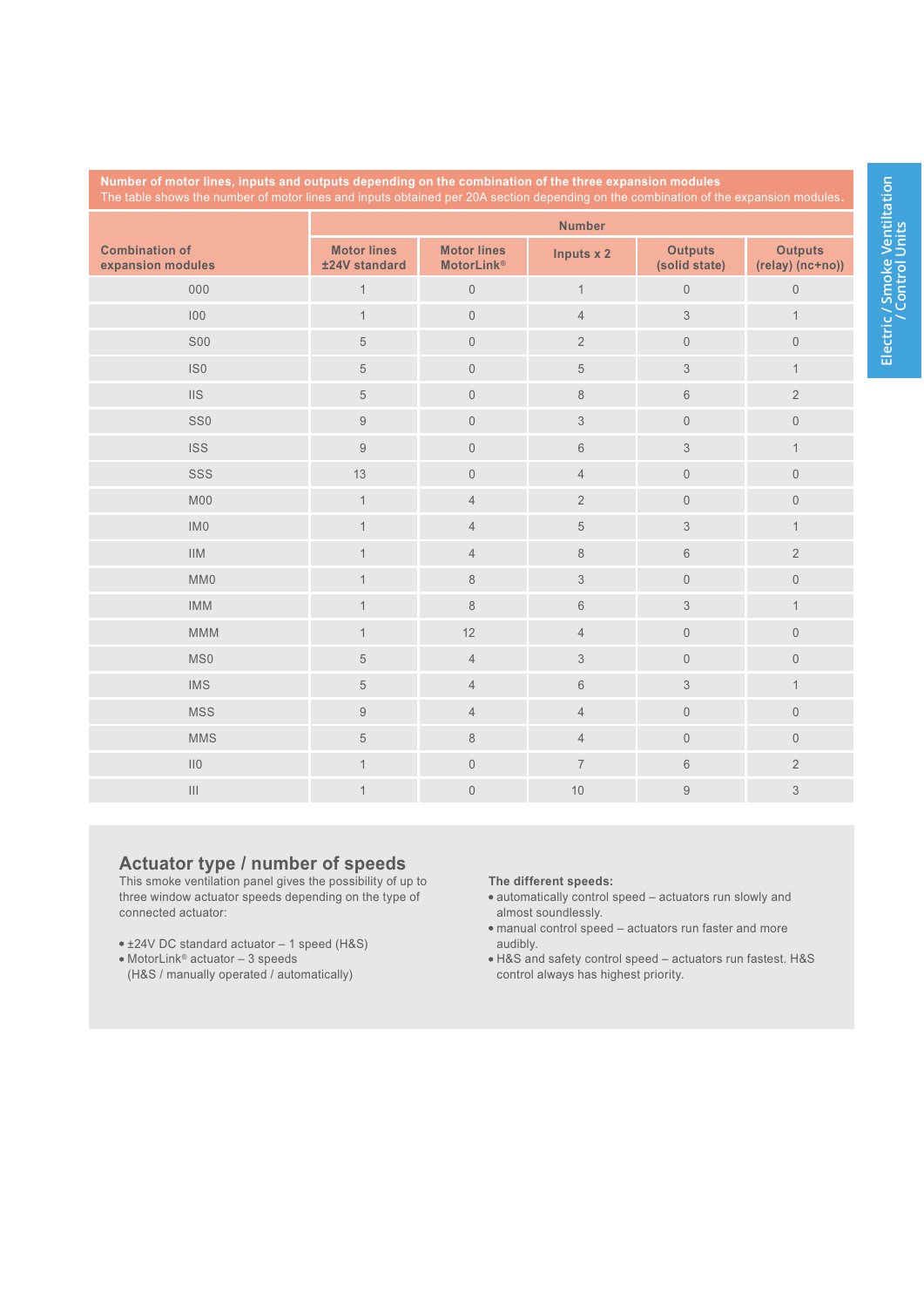**Number of motor lines, inputs and outputs depending on the combination of the three expansion modules**
The table shows the number of motor lines and inputs obtained per 20A section depending on the combination of the expansion modules.

| Combination of expansion modules | Number | | | | |
|---|---|---|---|---|---|
| | Motor lines ±24V standard | Motor lines MotorLink® | Inputs x 2 | Outputs (solid state) | Outputs (relay) (nc+no)) |
| 000 | 1 | 0 | 1 | 0 | 0 |
| I00 | 1 | 0 | 4 | 3 | 1 |
| S00 | 5 | 0 | 2 | 0 | 0 |
| IS0 | 5 | 0 | 5 | 3 | 1 |
| IIS | 5 | 0 | 8 | 6 | 2 |
| SS0 | 9 | 0 | 3 | 0 | 0 |
| ISS | 9 | 0 | 6 | 3 | 1 |
| SSS | 13 | 0 | 4 | 0 | 0 |
| M00 | 1 | 4 | 2 | 0 | 0 |
| IM0 | 1 | 4 | 5 | 3 | 1 |
| IIM | 1 | 4 | 8 | 6 | 2 |
| MM0 | 1 | 8 | 3 | 0 | 0 |
| IMM | 1 | 8 | 6 | 3 | 1 |
| MMM | 1 | 12 | 4 | 0 | 0 |
| MS0 | 5 | 4 | 3 | 0 | 0 |
| IMS | 5 | 4 | 6 | 3 | 1 |
| MSS | 9 | 4 | 4 | 0 | 0 |
| MMS | 5 | 8 | 4 | 0 | 0 |
| II0 | 1 | 0 | 7 | 6 | 2 |
| III | 1 | 0 | 10 | 9 | 3 |

## Actuator type / number of speeds

This smoke ventilation panel gives the possibility of up to three window actuator speeds depending on the type of connected actuator:

- ±24V DC standard actuator – 1 speed (H&S)
- MotorLink® actuator – 3 speeds (H&S / manually operated / automatically)

**The different speeds:**

- automatically control speed – actuators run slowly and almost soundlessly.
- manual control speed – actuators run faster and more audibly.
- H&S and safety control speed – actuators run fastest. H&S control always has highest priority.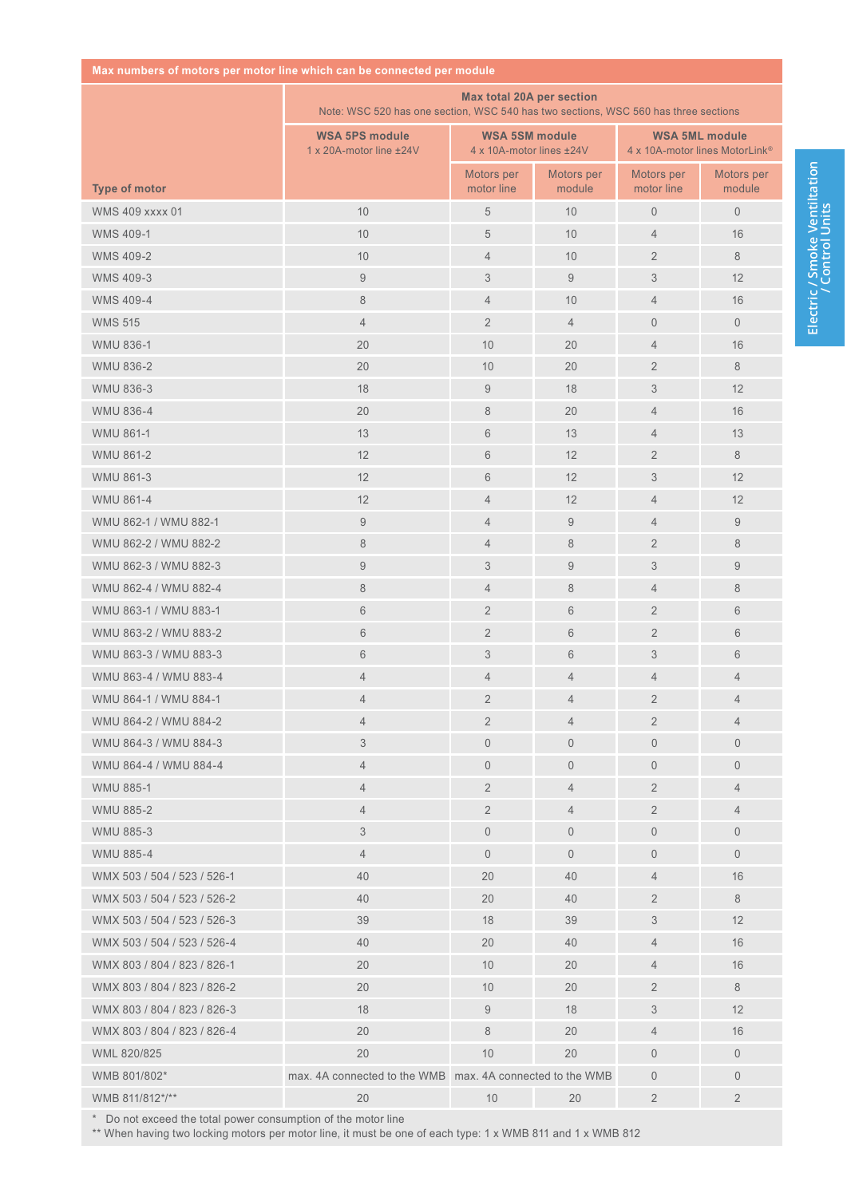| Max numbers of motors per motor line which can be connected per module | | | | | |
|---|---|---|---|---|---|
| | Max total 20A per section<br>Note: WSC 520 has one section, WSC 540 has two sections, WSC 560 has three sections | | | | |
| | WSA 5PS module<br>1 x 20A-motor line ±24V | WSA 5SM module<br>4 x 10A-motor lines ±24V | | WSA 5ML module<br>4 x 10A-motor lines MotorLink® | |
| Type of motor | | Motors per motor line | Motors per module | Motors per motor line | Motors per module |
| WMS 409 xxxx 01 | 10 | 5 | 10 | 0 | 0 |
| WMS 409-1 | 10 | 5 | 10 | 4 | 16 |
| WMS 409-2 | 10 | 4 | 10 | 2 | 8 |
| WMS 409-3 | 9 | 3 | 9 | 3 | 12 |
| WMS 409-4 | 8 | 4 | 10 | 4 | 16 |
| WMS 515 | 4 | 2 | 4 | 0 | 0 |
| WMU 836-1 | 20 | 10 | 20 | 4 | 16 |
| WMU 836-2 | 20 | 10 | 20 | 2 | 8 |
| WMU 836-3 | 18 | 9 | 18 | 3 | 12 |
| WMU 836-4 | 20 | 8 | 20 | 4 | 16 |
| WMU 861-1 | 13 | 6 | 13 | 4 | 13 |
| WMU 861-2 | 12 | 6 | 12 | 2 | 8 |
| WMU 861-3 | 12 | 6 | 12 | 3 | 12 |
| WMU 861-4 | 12 | 4 | 12 | 4 | 12 |
| WMU 862-1 / WMU 882-1 | 9 | 4 | 9 | 4 | 9 |
| WMU 862-2 / WMU 882-2 | 8 | 4 | 8 | 2 | 8 |
| WMU 862-3 / WMU 882-3 | 9 | 3 | 9 | 3 | 9 |
| WMU 862-4 / WMU 882-4 | 8 | 4 | 8 | 4 | 8 |
| WMU 863-1 / WMU 883-1 | 6 | 2 | 6 | 2 | 6 |
| WMU 863-2 / WMU 883-2 | 6 | 2 | 6 | 2 | 6 |
| WMU 863-3 / WMU 883-3 | 6 | 3 | 6 | 3 | 6 |
| WMU 863-4 / WMU 883-4 | 4 | 4 | 4 | 4 | 4 |
| WMU 864-1 / WMU 884-1 | 4 | 2 | 4 | 2 | 4 |
| WMU 864-2 / WMU 884-2 | 4 | 2 | 4 | 2 | 4 |
| WMU 864-3 / WMU 884-3 | 3 | 0 | 0 | 0 | 0 |
| WMU 864-4 / WMU 884-4 | 4 | 0 | 0 | 0 | 0 |
| WMU 885-1 | 4 | 2 | 4 | 2 | 4 |
| WMU 885-2 | 4 | 2 | 4 | 2 | 4 |
| WMU 885-3 | 3 | 0 | 0 | 0 | 0 |
| WMU 885-4 | 4 | 0 | 0 | 0 | 0 |
| WMX 503 / 504 / 523 / 526-1 | 40 | 20 | 40 | 4 | 16 |
| WMX 503 / 504 / 523 / 526-2 | 40 | 20 | 40 | 2 | 8 |
| WMX 503 / 504 / 523 / 526-3 | 39 | 18 | 39 | 3 | 12 |
| WMX 503 / 504 / 523 / 526-4 | 40 | 20 | 40 | 4 | 16 |
| WMX 803 / 804 / 823 / 826-1 | 20 | 10 | 20 | 4 | 16 |
| WMX 803 / 804 / 823 / 826-2 | 20 | 10 | 20 | 2 | 8 |
| WMX 803 / 804 / 823 / 826-3 | 18 | 9 | 18 | 3 | 12 |
| WMX 803 / 804 / 823 / 826-4 | 20 | 8 | 20 | 4 | 16 |
| WML 820/825 | 20 | 10 | 20 | 0 | 0 |
| WMB 801/802* | max. 4A connected to the WMB | max. 4A connected to the WMB | | 0 | 0 |
| WMB 811/812*/** | 20 | 10 | 20 | 2 | 2 |

\* Do not exceed the total power consumption of the motor line
** When having two locking motors per motor line, it must be one of each type: 1 x WMB 811 and 1 x WMB 812

Electric / Smoke Ventilation / Control Units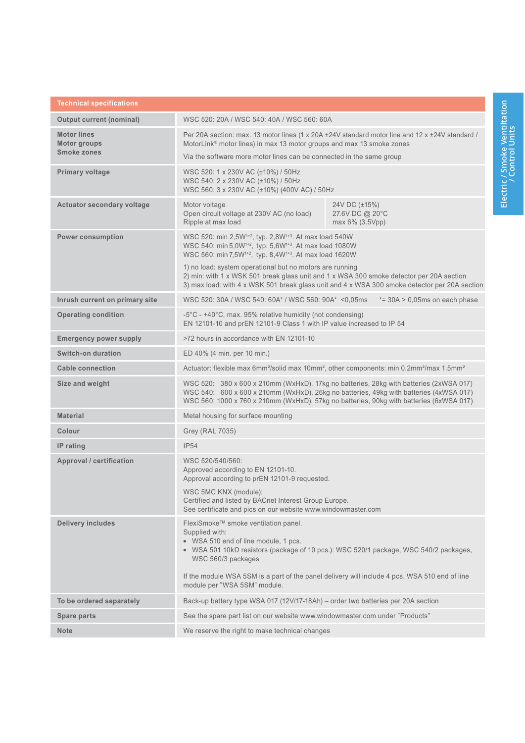| Technical specifications | |
|---|---|
| **Output current (nominal)** | WSC 520: 20A / WSC 540: 40A / WSC 560: 60A |
| **Motor lines**<br>**Motor groups**<br>**Smoke zones** | Per 20A section: max. 13 motor lines (1 x 20A ±24V standard motor line and 12 x ±24V standard / MotorLink® motor lines) in max 13 motor groups and max 13 smoke zones<br><br>Via the software more motor lines can be connected in the same group |
| **Primary voltage** | WSC 520: 1 x 230V AC (±10%) / 50Hz<br>WSC 540: 2 x 230V AC (±10%) / 50Hz<br>WSC 560: 3 x 230V AC (±10%) (400V AC) / 50Hz |
| **Actuator secondary voltage** | Motor voltage: 24V DC (±15%)<br>Open circuit voltage at 230V AC (no load): 27.6V DC @ 20°C<br>Ripple at max load: max 6% (3.5Vpp) |
| **Power consumption** | WSC 520: min 2,5W[1+2], typ. 2,8W[1+3]. At max load 540W<br>WSC 540: min 5,0W[1+2], typ. 5,6W[1+3]. At max load 1080W<br>WSC 560: min 7,5W[1+2], typ. 8,4W[1+3]. At max load 1620W<br><br>1) no load: system operational but no motors are running<br>2) min: with 1 x WSK 501 break glass unit and 1 x WSA 300 smoke detector per 20A section<br>3) max load: with 4 x WSK 501 break glass unit and 4 x WSA 300 smoke detector per 20A section |
| **Inrush current on primary site** | WSC 520: 30A / WSC 540: 60A* / WSC 560: 90A* <0,05ms *= 30A > 0,05ms on each phase |
| **Operating condition** | -5°C - +40°C, max. 95% relative humidity (not condensing)<br>EN 12101-10 and prEN 12101-9 Class 1 with IP value increased to IP 54 |
| **Emergency power supply** | >72 hours in accordance with EN 12101-10 |
| **Switch-on duration** | ED 40% (4 min. per 10 min.) |
| **Cable connection** | Actuator: flexible max 6mm²/solid max 10mm², other components: min 0.2mm²/max 1.5mm² |
| **Size and weight** | WSC 520: 380 x 600 x 210mm (WxHxD), 17kg no batteries, 28kg with batteries (2xWSA 017)<br>WSC 540: 600 x 600 x 210mm (WxHxD), 26kg no batteries, 49kg with batteries (4xWSA 017)<br>WSC 560: 1000 x 760 x 210mm (WxHxD), 57kg no batteries, 90kg with batteries (6xWSA 017) |
| **Material** | Metal housing for surface mounting |
| **Colour** | Grey (RAL 7035) |
| **IP rating** | IP54 |
| **Approval / certification** | WSC 520/540/560:<br>Approved according to EN 12101-10.<br>Approval according to prEN 12101-9 requested.<br><br>WSC 5MC KNX (module):<br>Certified and listed by BACnet Interest Group Europe.<br>See certificate and pics on our website www.windowmaster.com |
| **Delivery includes** | FlexiSmoke™ smoke ventilation panel.<br>Supplied with:<br>• WSA 510 end of line module, 1 pcs.<br>• WSA 501 10kΩ resistors (package of 10 pcs.): WSC 520/1 package, WSC 540/2 packages, WSC 560/3 packages<br><br>If the module WSA 5SM is a part of the panel delivery will include 4 pcs. WSA 510 end of line module per "WSA 5SM" module. |
| **To be ordered separately** | Back-up battery type WSA 017 (12V/17-18Ah) – order two batteries per 20A section |
| **Spare parts** | See the spare part list on our website www.windowmaster.com under "Products" |
| **Note** | We reserve the right to make technical changes |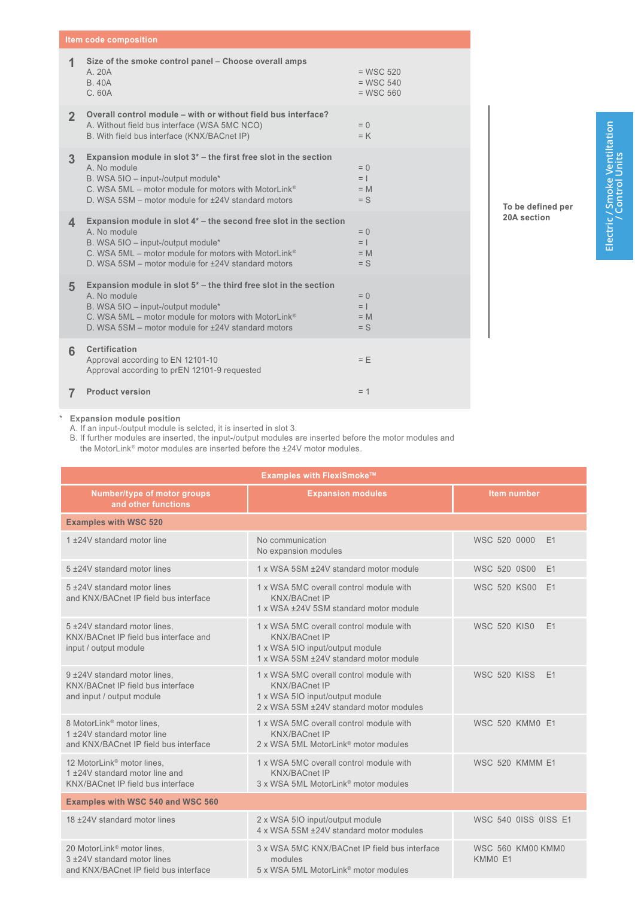## Item code composition

**1 Size of the smoke control panel – Choose overall amps**
A. 20A = WSC 520
B. 40A = WSC 540
C. 60A = WSC 560

**2 Overall control module – with or without field bus interface?**
A. Without field bus interface (WSA 5MC NCO) = 0
B. With field bus interface (KNX/BACnet IP) = K

**3 Expansion module in slot 3* – the first free slot in the section**
A. No module = 0
B. WSA 5IO – input-/output module* = I
C. WSA 5ML – motor module for motors with MotorLink® = M
D. WSA 5SM – motor module for ±24V standard motors = S

**4 Expansion module in slot 4* – the second free slot in the section**
A. No module = 0
B. WSA 5IO – input-/output module* = I
C. WSA 5ML – motor module for motors with MotorLink® = M
D. WSA 5SM – motor module for ±24V standard motors = S

**5 Expansion module in slot 5* – the third free slot in the section**
A. No module = 0
B. WSA 5IO – input-/output module* = I
C. WSA 5ML – motor module for motors with MotorLink® = M
D. WSA 5SM – motor module for ±24V standard motors = S

To be defined per 20A section (items 3–5)

**6 Certification**
Approval according to EN 12101-10 = E
Approval according to prEN 12101-9 requested

**7 Product version** = 1

\* **Expansion module position**
A. If an input-/output module is selcted, it is inserted in slot 3.
B. If further modules are inserted, the input-/output modules are inserted before the motor modules and the MotorLink® motor modules are inserted before the ±24V motor modules.

Electric / Smoke Ventilation / Control Units

## Examples with FlexiSmoke™

| Number/type of motor groups and other functions | Expansion modules | Item number |
|---|---|---|
| **Examples with WSC 520** | | |
| 1 ±24V standard motor line | No communication<br>No expansion modules | WSC 520 0000 E1 |
| 5 ±24V standard motor lines | 1 x WSA 5SM ±24V standard motor module | WSC 520 0S00 E1 |
| 5 ±24V standard motor lines and KNX/BACnet IP field bus interface | 1 x WSA 5MC overall control module with KNX/BACnet IP<br>1 x WSA ±24V 5SM standard motor module | WSC 520 KS00 E1 |
| 5 ±24V standard motor lines, KNX/BACnet IP field bus interface and input / output module | 1 x WSA 5MC overall control module with KNX/BACnet IP<br>1 x WSA 5IO input/output module<br>1 x WSA 5SM ±24V standard motor module | WSC 520 KIS0 E1 |
| 9 ±24V standard motor lines, KNX/BACnet IP field bus interface and input / output module | 1 x WSA 5MC overall control module with KNX/BACnet IP<br>1 x WSA 5IO input/output module<br>2 x WSA 5SM ±24V standard motor modules | WSC 520 KISS E1 |
| 8 MotorLink® motor lines, 1 ±24V standard motor line and KNX/BACnet IP field bus interface | 1 x WSA 5MC overall control module with KNX/BACnet IP<br>2 x WSA 5ML MotorLink® motor modules | WSC 520 KMM0 E1 |
| 12 MotorLink® motor lines, 1 ±24V standard motor line and KNX/BACnet IP field bus interface | 1 x WSA 5MC overall control module with KNX/BACnet IP<br>3 x WSA 5ML MotorLink® motor modules | WSC 520 KMMM E1 |
| **Examples with WSC 540 and WSC 560** | | |
| 18 ±24V standard motor lines | 2 x WSA 5IO input/output module<br>4 x WSA 5SM ±24V standard motor modules | WSC 540 0ISS 0ISS E1 |
| 20 MotorLink® motor lines, 3 ±24V standard motor lines and KNX/BACnet IP field bus interface | 3 x WSA 5MC KNX/BACnet IP field bus interface modules<br>5 x WSA 5ML MotorLink® motor modules | WSC 560 KM00 KMM0 KMM0 E1 |